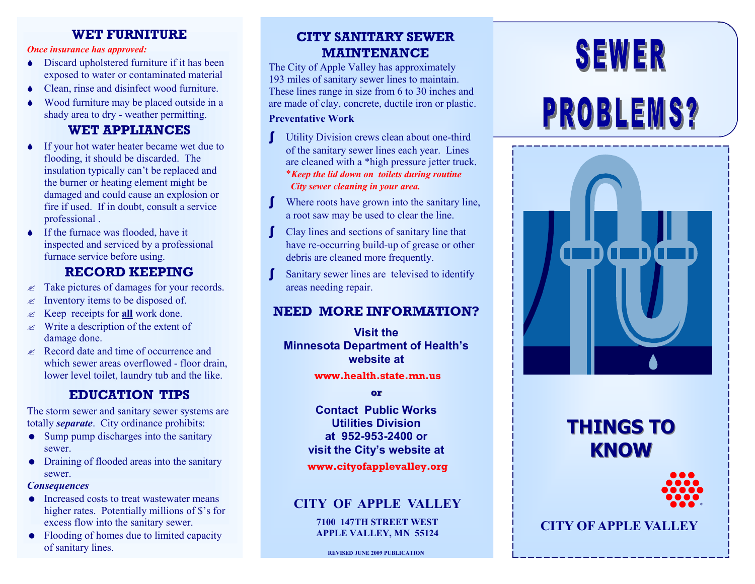## WET FURNITURE

*Once insurance has approved:*

- Discard upholstered furniture if it has been exposed to water or contaminated material
- Clean, rinse and disinfect wood furniture.
- Wood furniture may be placed outside in a shady area to dry - weather permitting.

## WET APPLIANCES

- If your hot water heater became wet due to flooding, it should be discarded. The insulation typically can't be replaced and the burner or heating element might be damaged and could cause an explosion or fire if used. If in doubt, consult a service professional .
- If the furnace was flooded, have it inspected and serviced by a professional furnace service before using.

## RECORD KEEPING

- Take pictures of damages for your records.
- Inventory items to be disposed of.
- Keep receipts for **all** work done.
- Write a description of the extent of damage done.
- Record date and time of occurrence and which sewer areas overflowed - floor drain, lower level toilet, laundry tub and the like.

## EDUCATION TIPS

The storm sewer and sanitary sewer systems are totally ***separate***. City ordinance prohibits:

- Sump pump discharges into the sanitary sewer.
- Draining of flooded areas into the sanitary sewer.

***Consequences***

- Increased costs to treat wastewater means higher rates. Potentially millions of $'s for excess flow into the sanitary sewer.
- Flooding of homes due to limited capacity of sanitary lines.

## CITY SANITARY SEWER MAINTENANCE

The City of Apple Valley has approximately 193 miles of sanitary sewer lines to maintain. These lines range in size from 6 to 30 inches and are made of clay, concrete, ductile iron or plastic.

**Preventative Work**

- Utility Division crews clean about one-third of the sanitary sewer lines each year. Lines are cleaned with a *high pressure jetter truck.
  ***Keep the lid down on toilets during routine City sewer cleaning in your area.***
- Where roots have grown into the sanitary line, a root saw may be used to clear the line.
- Clay lines and sections of sanitary line that have re-occurring build-up of grease or other debris are cleaned more frequently.
- Sanitary sewer lines are televised to identify areas needing repair.

## NEED MORE INFORMATION?

**Visit the Minnesota Department of Health's website at**

**www.health.state.mn.us**

**or**

**Contact Public Works Utilities Division at 952-953-2400 or visit the City's website at**

**www.cityofapplevalley.org**

## CITY OF APPLE VALLEY

**7100 147TH STREET WEST**
**APPLE VALLEY, MN 55124**

REVISED JUNE 2009 PUBLICATION

# SEWER PROBLEMS?

## THINGS TO KNOW

**CITY OF APPLE VALLEY**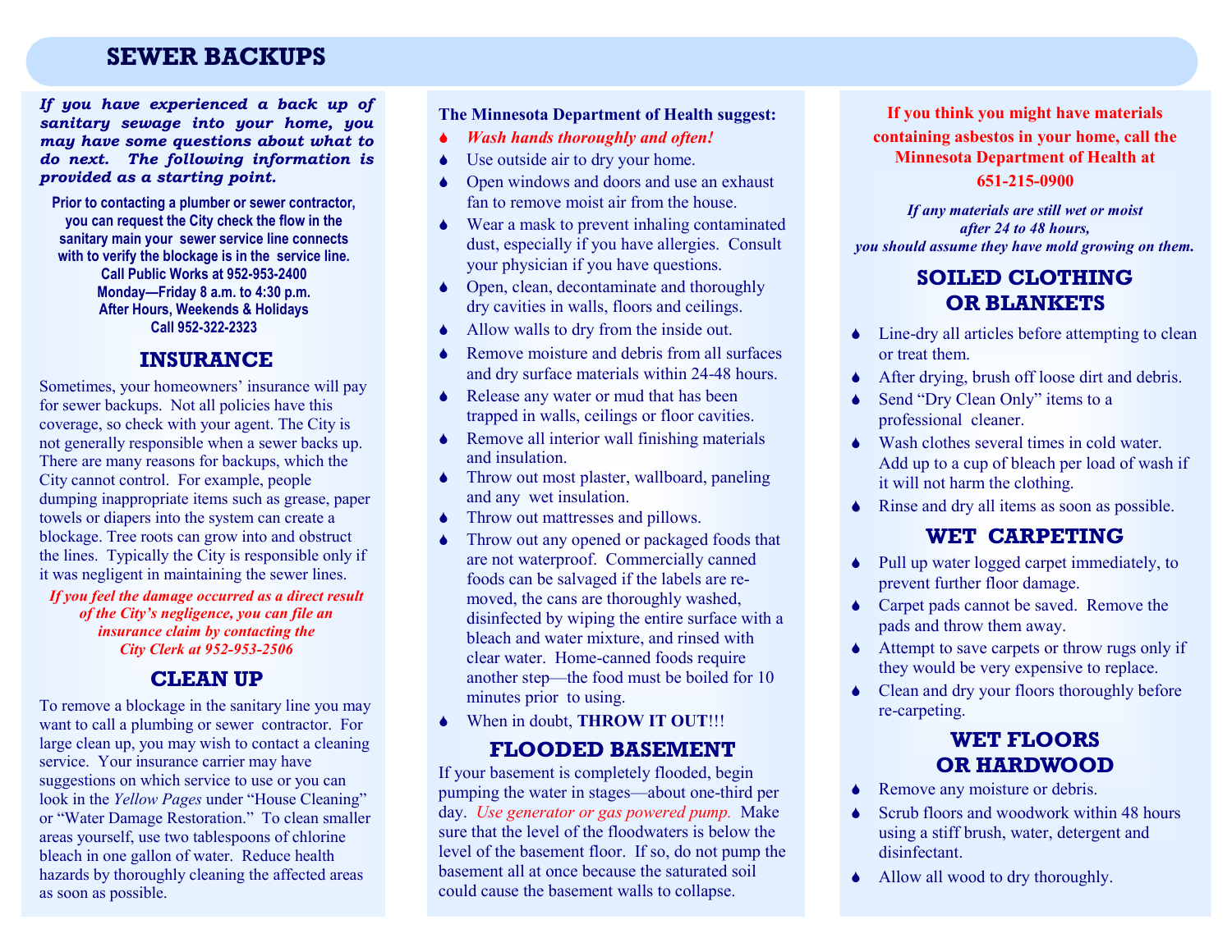# SEWER BACKUPS

***If you have experienced a back up of sanitary sewage into your home, you may have some questions about what to do next. The following information is provided as a starting point.***

**Prior to contacting a plumber or sewer contractor, you can request the City check the flow in the sanitary main your sewer service line connects with to verify the blockage is in the service line.**
**Call Public Works at 952-953-2400**
**Monday—Friday 8 a.m. to 4:30 p.m.**
**After Hours, Weekends & Holidays**
**Call 952-322-2323**

## INSURANCE

Sometimes, your homeowners' insurance will pay for sewer backups. Not all policies have this coverage, so check with your agent. The City is not generally responsible when a sewer backs up. There are many reasons for backups, which the City cannot control. For example, people dumping inappropriate items such as grease, paper towels or diapers into the system can create a blockage. Tree roots can grow into and obstruct the lines. Typically the City is responsible only if it was negligent in maintaining the sewer lines.

***If you feel the damage occurred as a direct result of the City's negligence, you can file an insurance claim by contacting the City Clerk at 952-953-2506***

## CLEAN UP

To remove a blockage in the sanitary line you may want to call a plumbing or sewer contractor. For large clean up, you may wish to contact a cleaning service. Your insurance carrier may have suggestions on which service to use or you can look in the *Yellow Pages* under "House Cleaning" or "Water Damage Restoration." To clean smaller areas yourself, use two tablespoons of chlorine bleach in one gallon of water. Reduce health hazards by thoroughly cleaning the affected areas as soon as possible.

**The Minnesota Department of Health suggest:**

- ***Wash hands thoroughly and often!***
- Use outside air to dry your home.
- Open windows and doors and use an exhaust fan to remove moist air from the house.
- Wear a mask to prevent inhaling contaminated dust, especially if you have allergies. Consult your physician if you have questions.
- Open, clean, decontaminate and thoroughly dry cavities in walls, floors and ceilings.
- Allow walls to dry from the inside out.
- Remove moisture and debris from all surfaces and dry surface materials within 24-48 hours.
- Release any water or mud that has been trapped in walls, ceilings or floor cavities.
- Remove all interior wall finishing materials and insulation.
- Throw out most plaster, wallboard, paneling and any wet insulation.
- Throw out mattresses and pillows.
- Throw out any opened or packaged foods that are not waterproof. Commercially canned foods can be salvaged if the labels are removed, the cans are thoroughly washed, disinfected by wiping the entire surface with a bleach and water mixture, and rinsed with clear water. Home-canned foods require another step—the food must be boiled for 10 minutes prior to using.
- When in doubt, **THROW IT OUT**!!!

## FLOODED BASEMENT

If your basement is completely flooded, begin pumping the water in stages—about one-third per day. *Use generator or gas powered pump.* Make sure that the level of the floodwaters is below the level of the basement floor. If so, do not pump the basement all at once because the saturated soil could cause the basement walls to collapse.

**If you think you might have materials containing asbestos in your home, call the Minnesota Department of Health at 651-215-0900**

***If any materials are still wet or moist after 24 to 48 hours, you should assume they have mold growing on them.***

## SOILED CLOTHING OR BLANKETS

- Line-dry all articles before attempting to clean or treat them.
- After drying, brush off loose dirt and debris.
- Send "Dry Clean Only" items to a professional cleaner.
- Wash clothes several times in cold water. Add up to a cup of bleach per load of wash if it will not harm the clothing.
- Rinse and dry all items as soon as possible.

## WET CARPETING

- Pull up water logged carpet immediately, to prevent further floor damage.
- Carpet pads cannot be saved. Remove the pads and throw them away.
- Attempt to save carpets or throw rugs only if they would be very expensive to replace.
- Clean and dry your floors thoroughly before re-carpeting.

## WET FLOORS OR HARDWOOD

- Remove any moisture or debris.
- Scrub floors and woodwork within 48 hours using a stiff brush, water, detergent and disinfectant.
- Allow all wood to dry thoroughly.